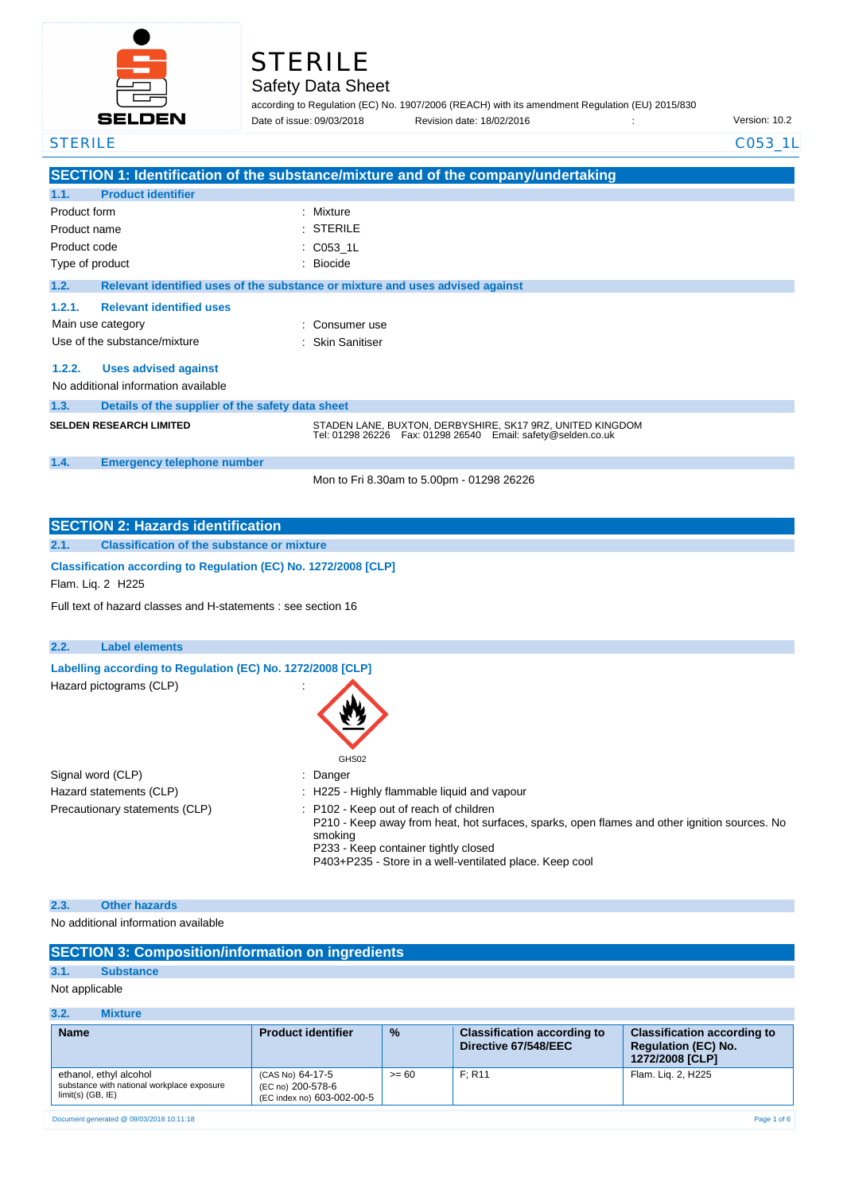# STERILE

## Safety Data Sheet

according to Regulation (EC) No. 1907/2006 (REACH) with its amendment Regulation (EU) 2015/830

Date of issue: 09/03/2018    Revision date: 18/02/2016    :    Version: 10.2

STERILE    C053_1L

## SECTION 1: Identification of the substance/mixture and of the company/undertaking

### 1.1. Product identifier

Product form : Mixture
Product name : STERILE
Product code : C053_1L
Type of product : Biocide

### 1.2. Relevant identified uses of the substance or mixture and uses advised against

#### 1.2.1. Relevant identified uses

Main use category : Consumer use
Use of the substance/mixture : Skin Sanitiser

#### 1.2.2. Uses advised against

No additional information available

### 1.3. Details of the supplier of the safety data sheet

**SELDEN RESEARCH LIMITED**
STADEN LANE, BUXTON, DERBYSHIRE, SK17 9RZ, UNITED KINGDOM
Tel: 01298 26226 Fax: 01298 26540 Email: safety@selden.co.uk

### 1.4. Emergency telephone number

Mon to Fri 8.30am to 5.00pm - 01298 26226

## SECTION 2: Hazards identification

### 2.1. Classification of the substance or mixture

**Classification according to Regulation (EC) No. 1272/2008 [CLP]**

Flam. Liq. 2 H225

Full text of hazard classes and H-statements : see section 16

### 2.2. Label elements

**Labelling according to Regulation (EC) No. 1272/2008 [CLP]**

Hazard pictograms (CLP) :

GHS02

Signal word (CLP) : Danger
Hazard statements (CLP) : H225 - Highly flammable liquid and vapour
Precautionary statements (CLP) : P102 - Keep out of reach of children
P210 - Keep away from heat, hot surfaces, sparks, open flames and other ignition sources. No smoking
P233 - Keep container tightly closed
P403+P235 - Store in a well-ventilated place. Keep cool

### 2.3. Other hazards

No additional information available

## SECTION 3: Composition/information on ingredients

### 3.1. Substance

Not applicable

### 3.2. Mixture

| Name | Product identifier | % | Classification according to Directive 67/548/EEC | Classification according to Regulation (EC) No. 1272/2008 [CLP] |
|---|---|---|---|---|
| ethanol, ethyl alcohol<br>substance with national workplace exposure limit(s) (GB, IE) | (CAS No) 64-17-5<br>(EC no) 200-578-6<br>(EC index no) 603-002-00-5 | >= 60 | F; R11 | Flam. Liq. 2, H225 |

Document generated @ 09/03/2018 10:11:18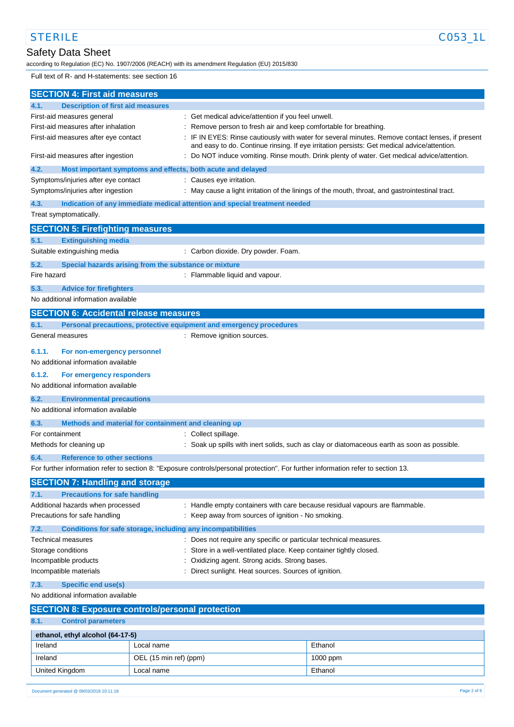Full text of R- and H-statements: see section 16

## SECTION 4: First aid measures

### 4.1. Description of first aid measures

First-aid measures general : Get medical advice/attention if you feel unwell.

First-aid measures after inhalation : Remove person to fresh air and keep comfortable for breathing.

First-aid measures after eye contact : IF IN EYES: Rinse cautiously with water for several minutes. Remove contact lenses, if present and easy to do. Continue rinsing. If eye irritation persists: Get medical advice/attention.

First-aid measures after ingestion : Do NOT induce vomiting. Rinse mouth. Drink plenty of water. Get medical advice/attention.

### 4.2. Most important symptoms and effects, both acute and delayed

Symptoms/injuries after eye contact : Causes eye irritation.

Symptoms/injuries after ingestion : May cause a light irritation of the linings of the mouth, throat, and gastrointestinal tract.

### 4.3. Indication of any immediate medical attention and special treatment needed

Treat symptomatically.

## SECTION 5: Firefighting measures

### 5.1. Extinguishing media

Suitable extinguishing media : Carbon dioxide. Dry powder. Foam.

### 5.2. Special hazards arising from the substance or mixture

Fire hazard : Flammable liquid and vapour.

### 5.3. Advice for firefighters

No additional information available

## SECTION 6: Accidental release measures

### 6.1. Personal precautions, protective equipment and emergency procedures

General measures : Remove ignition sources.

#### 6.1.1. For non-emergency personnel

No additional information available

#### 6.1.2. For emergency responders

No additional information available

### 6.2. Environmental precautions

No additional information available

### 6.3. Methods and material for containment and cleaning up

For containment : Collect spillage.

Methods for cleaning up : Soak up spills with inert solids, such as clay or diatomaceous earth as soon as possible.

### 6.4. Reference to other sections

For further information refer to section 8: "Exposure controls/personal protection". For further information refer to section 13.

## SECTION 7: Handling and storage

### 7.1. Precautions for safe handling

Additional hazards when processed : Handle empty containers with care because residual vapours are flammable.

Precautions for safe handling : Keep away from sources of ignition - No smoking.

### 7.2. Conditions for safe storage, including any incompatibilities

Technical measures : Does not require any specific or particular technical measures.

Storage conditions : Store in a well-ventilated place. Keep container tightly closed.

Incompatible products : Oxidizing agent. Strong acids. Strong bases.

Incompatible materials : Direct sunlight. Heat sources. Sources of ignition.

### 7.3. Specific end use(s)

No additional information available

## SECTION 8: Exposure controls/personal protection

### 8.1. Control parameters

| ethanol, ethyl alcohol (64-17-5) | | |
|---|---|---|
| Ireland | Local name | Ethanol |
| Ireland | OEL (15 min ref) (ppm) | 1000 ppm |
| United Kingdom | Local name | Ethanol |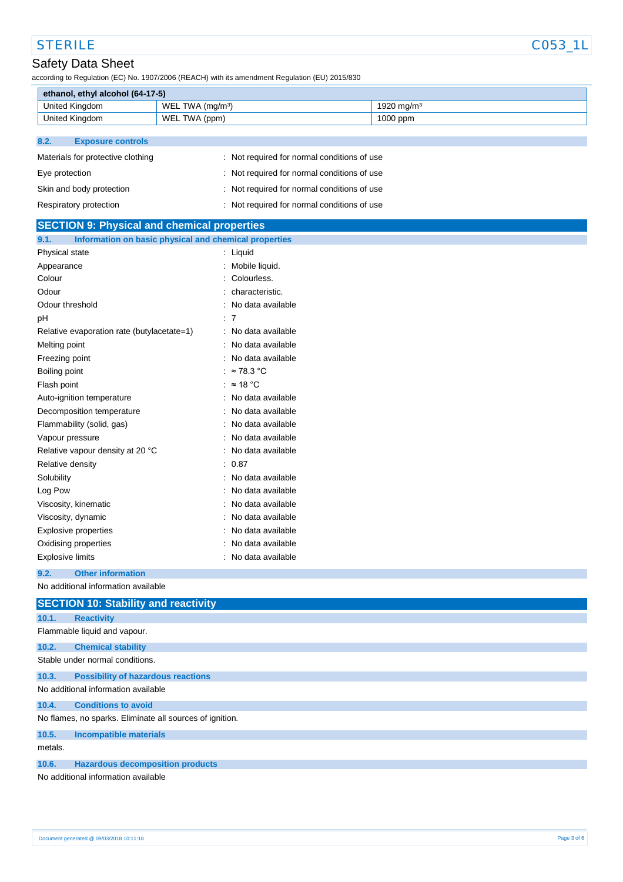| ethanol, ethyl alcohol (64-17-5) | | |
|---|---|---|
| United Kingdom | WEL TWA (mg/m³) | 1920 mg/m³ |
| United Kingdom | WEL TWA (ppm) | 1000 ppm |

### 8.2. Exposure controls

Materials for protective clothing : Not required for normal conditions of use

Eye protection : Not required for normal conditions of use

Skin and body protection : Not required for normal conditions of use

Respiratory protection : Not required for normal conditions of use

## SECTION 9: Physical and chemical properties

### 9.1. Information on basic physical and chemical properties

| | |
|---|---|
| Physical state | : Liquid |
| Appearance | : Mobile liquid. |
| Colour | : Colourless. |
| Odour | : characteristic. |
| Odour threshold | : No data available |
| pH | : 7 |
| Relative evaporation rate (butylacetate=1) | : No data available |
| Melting point | : No data available |
| Freezing point | : No data available |
| Boiling point | : ≈ 78.3 °C |
| Flash point | : ≈ 18 °C |
| Auto-ignition temperature | : No data available |
| Decomposition temperature | : No data available |
| Flammability (solid, gas) | : No data available |
| Vapour pressure | : No data available |
| Relative vapour density at 20 °C | : No data available |
| Relative density | : 0.87 |
| Solubility | : No data available |
| Log Pow | : No data available |
| Viscosity, kinematic | : No data available |
| Viscosity, dynamic | : No data available |
| Explosive properties | : No data available |
| Oxidising properties | : No data available |
| Explosive limits | : No data available |

### 9.2. Other information

No additional information available

## SECTION 10: Stability and reactivity

### 10.1. Reactivity

Flammable liquid and vapour.

### 10.2. Chemical stability

Stable under normal conditions.

### 10.3. Possibility of hazardous reactions

No additional information available

### 10.4. Conditions to avoid

No flames, no sparks. Eliminate all sources of ignition.

### 10.5. Incompatible materials

metals.

### 10.6. Hazardous decomposition products

No additional information available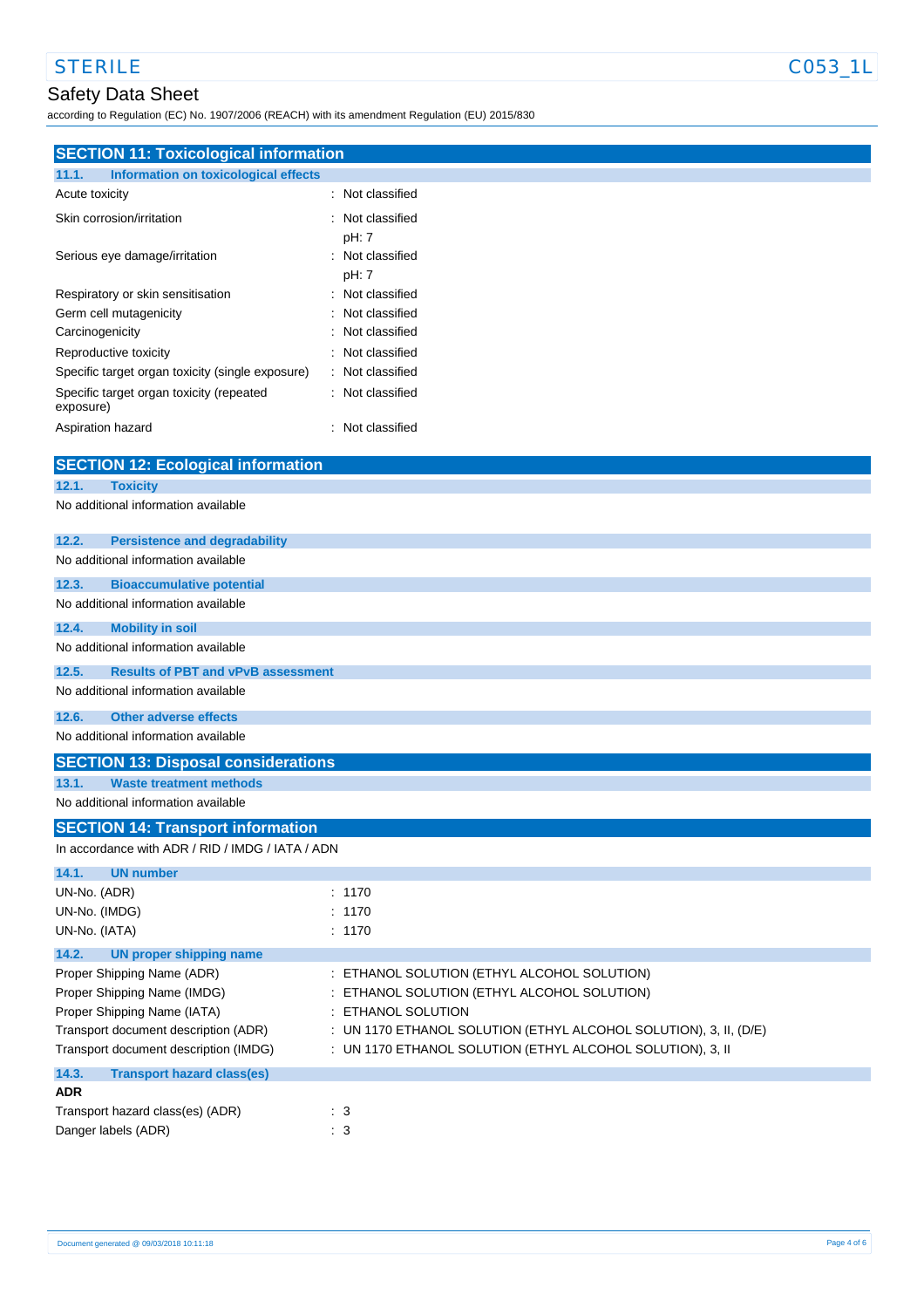## SECTION 11: Toxicological information

### 11.1. Information on toxicological effects

| | |
|---|---|
| Acute toxicity | : Not classified |
| Skin corrosion/irritation | : Not classified<br>pH: 7 |
| Serious eye damage/irritation | : Not classified<br>pH: 7 |
| Respiratory or skin sensitisation | : Not classified |
| Germ cell mutagenicity | : Not classified |
| Carcinogenicity | : Not classified |
| Reproductive toxicity | : Not classified |
| Specific target organ toxicity (single exposure) | : Not classified |
| Specific target organ toxicity (repeated exposure) | : Not classified |
| Aspiration hazard | : Not classified |

## SECTION 12: Ecological information

### 12.1. Toxicity

No additional information available

### 12.2. Persistence and degradability

No additional information available

### 12.3. Bioaccumulative potential

No additional information available

### 12.4. Mobility in soil

No additional information available

### 12.5. Results of PBT and vPvB assessment

No additional information available

### 12.6. Other adverse effects

No additional information available

## SECTION 13: Disposal considerations

### 13.1. Waste treatment methods

No additional information available

## SECTION 14: Transport information

In accordance with ADR / RID / IMDG / IATA / ADN

### 14.1. UN number

| | |
|---|---|
| UN-No. (ADR) | : 1170 |
| UN-No. (IMDG) | : 1170 |
| UN-No. (IATA) | : 1170 |

### 14.2. UN proper shipping name

| | |
|---|---|
| Proper Shipping Name (ADR) | : ETHANOL SOLUTION (ETHYL ALCOHOL SOLUTION) |
| Proper Shipping Name (IMDG) | : ETHANOL SOLUTION (ETHYL ALCOHOL SOLUTION) |
| Proper Shipping Name (IATA) | : ETHANOL SOLUTION |
| Transport document description (ADR) | : UN 1170 ETHANOL SOLUTION (ETHYL ALCOHOL SOLUTION), 3, II, (D/E) |
| Transport document description (IMDG) | : UN 1170 ETHANOL SOLUTION (ETHYL ALCOHOL SOLUTION), 3, II |

### 14.3. Transport hazard class(es)

**ADR**

| | |
|---|---|
| Transport hazard class(es) (ADR) | : 3 |
| Danger labels (ADR) | : 3 |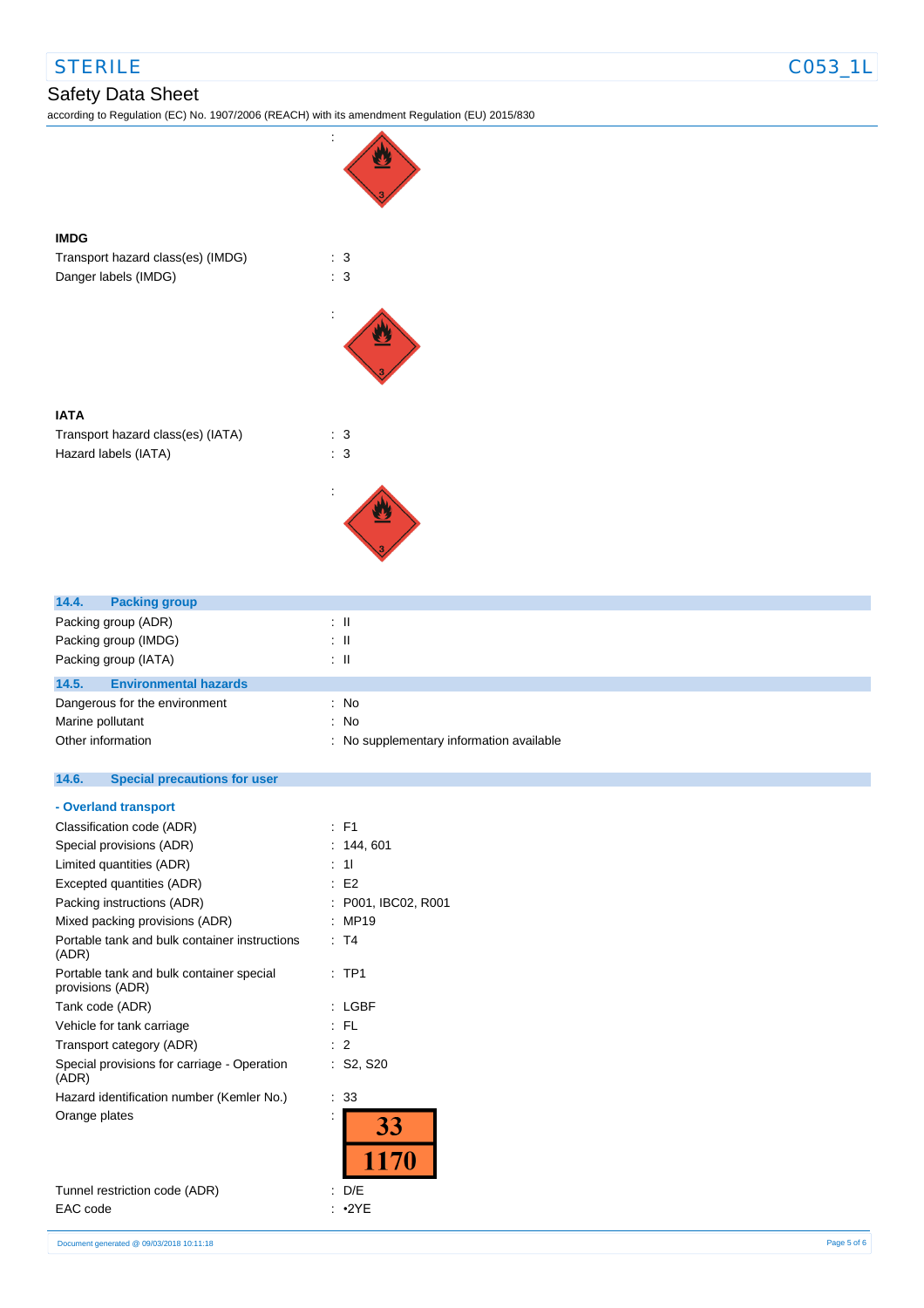:

**IMDG**

Transport hazard class(es) (IMDG) : 3

Danger labels (IMDG) : 3

:

**IATA**

Transport hazard class(es) (IATA) : 3

Hazard labels (IATA) : 3

:

## 14.4. Packing group

Packing group (ADR) : II

Packing group (IMDG) : II

Packing group (IATA) : II

## 14.5. Environmental hazards

Dangerous for the environment : No

Marine pollutant : No

Other information : No supplementary information available

## 14.6. Special precautions for user

**- Overland transport**

Classification code (ADR) : F1

Special provisions (ADR) : 144, 601

Limited quantities (ADR) : 1l

Excepted quantities (ADR) : E2

Packing instructions (ADR) : P001, IBC02, R001

Mixed packing provisions (ADR) : MP19

Portable tank and bulk container instructions (ADR) : T4

Portable tank and bulk container special provisions (ADR) : TP1

Tank code (ADR) : LGBF

Vehicle for tank carriage : FL

Transport category (ADR) : 2

Special provisions for carriage - Operation (ADR) : S2, S20

Hazard identification number (Kemler No.) : 33

Orange plates :

| 33 |
|---|
| 1170 |

Tunnel restriction code (ADR) : D/E

EAC code : •2YE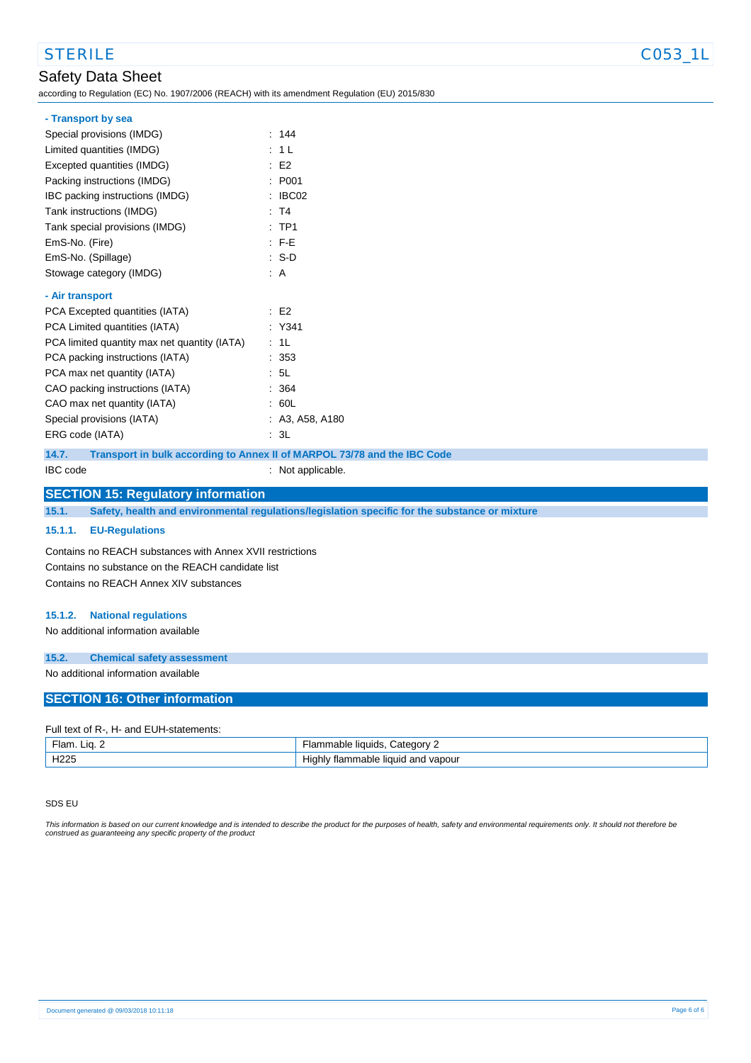**- Transport by sea**

| | |
|---|---|
| Special provisions (IMDG) | : 144 |
| Limited quantities (IMDG) | : 1 L |
| Excepted quantities (IMDG) | : E2 |
| Packing instructions (IMDG) | : P001 |
| IBC packing instructions (IMDG) | : IBC02 |
| Tank instructions (IMDG) | : T4 |
| Tank special provisions (IMDG) | : TP1 |
| EmS-No. (Fire) | : F-E |
| EmS-No. (Spillage) | : S-D |
| Stowage category (IMDG) | : A |

**- Air transport**

| | |
|---|---|
| PCA Excepted quantities (IATA) | : E2 |
| PCA Limited quantities (IATA) | : Y341 |
| PCA limited quantity max net quantity (IATA) | : 1L |
| PCA packing instructions (IATA) | : 353 |
| PCA max net quantity (IATA) | : 5L |
| CAO packing instructions (IATA) | : 364 |
| CAO max net quantity (IATA) | : 60L |
| Special provisions (IATA) | : A3, A58, A180 |
| ERG code (IATA) | : 3L |

### 14.7. Transport in bulk according to Annex II of MARPOL 73/78 and the IBC Code

IBC code : Not applicable.

## SECTION 15: Regulatory information

### 15.1. Safety, health and environmental regulations/legislation specific for the substance or mixture

#### 15.1.1. EU-Regulations

Contains no REACH substances with Annex XVII restrictions

Contains no substance on the REACH candidate list

Contains no REACH Annex XIV substances

#### 15.1.2. National regulations

No additional information available

### 15.2. Chemical safety assessment

No additional information available

## SECTION 16: Other information

Full text of R-, H- and EUH-statements:

| | |
|---|---|
| Flam. Liq. 2 | Flammable liquids, Category 2 |
| H225 | Highly flammable liquid and vapour |

SDS EU

*This information is based on our current knowledge and is intended to describe the product for the purposes of health, safety and environmental requirements only. It should not therefore be construed as guaranteeing any specific property of the product*